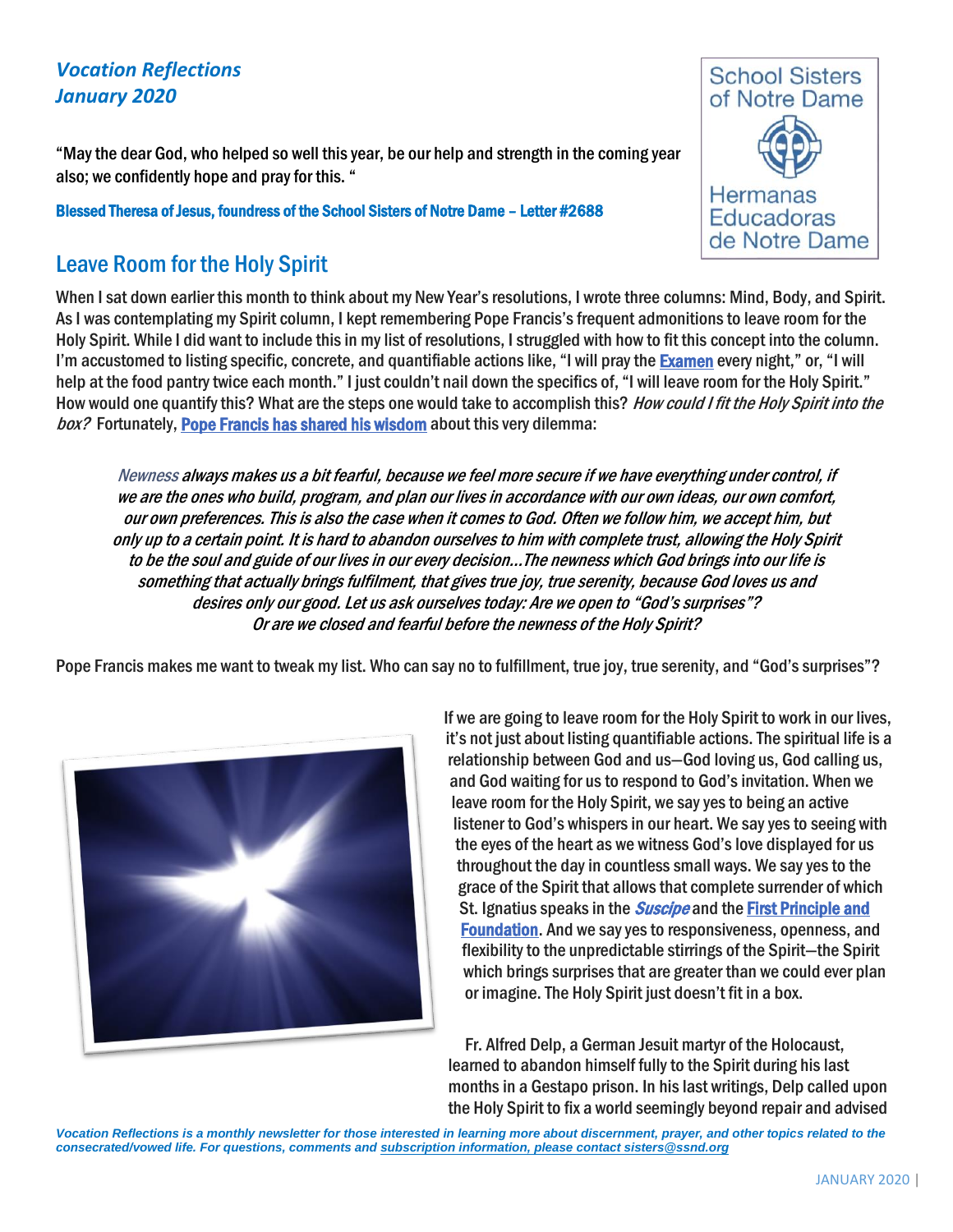*Vocation Reflections*
*January 2020*

School Sisters of Notre Dame
Hermanas Educadoras de Notre Dame

"May the dear God, who helped so well this year, be our help and strength in the coming year also; we confidently hope and pray for this. "

**Blessed Theresa of Jesus, foundress of the School Sisters of Notre Dame – Letter #2688**

## Leave Room for the Holy Spirit

When I sat down earlier this month to think about my New Year's resolutions, I wrote three columns: Mind, Body, and Spirit. As I was contemplating my Spirit column, I kept remembering Pope Francis's frequent admonitions to leave room for the Holy Spirit. While I did want to include this in my list of resolutions, I struggled with how to fit this concept into the column. I'm accustomed to listing specific, concrete, and quantifiable actions like, "I will pray the **Examen** every night," or, "I will help at the food pantry twice each month." I just couldn't nail down the specifics of, "I will leave room for the Holy Spirit." How would one quantify this? What are the steps one would take to accomplish this? *How could I fit the Holy Spirit into the box?* Fortunately, **Pope Francis has shared his wisdom** about this very dilemma:

> *Newness always makes us a bit fearful, because we feel more secure if we have everything under control, if we are the ones who build, program, and plan our lives in accordance with our own ideas, our own comfort, our own preferences. This is also the case when it comes to God. Often we follow him, we accept him, but only up to a certain point. It is hard to abandon ourselves to him with complete trust, allowing the Holy Spirit to be the soul and guide of our lives in our every decision…The newness which God brings into our life is something that actually brings fulfilment, that gives true joy, true serenity, because God loves us and desires only our good. Let us ask ourselves today: Are we open to "God's surprises"? Or are we closed and fearful before the newness of the Holy Spirit?*

Pope Francis makes me want to tweak my list. Who can say no to fulfillment, true joy, true serenity, and "God's surprises"?

If we are going to leave room for the Holy Spirit to work in our lives, it's not just about listing quantifiable actions. The spiritual life is a relationship between God and us—God loving us, God calling us, and God waiting for us to respond to God's invitation. When we leave room for the Holy Spirit, we say yes to being an active listener to God's whispers in our heart. We say yes to seeing with the eyes of the heart as we witness God's love displayed for us throughout the day in countless small ways. We say yes to the grace of the Spirit that allows that complete surrender of which St. Ignatius speaks in the ***Suscipe*** and the **First Principle and Foundation**. And we say yes to responsiveness, openness, and flexibility to the unpredictable stirrings of the Spirit—the Spirit which brings surprises that are greater than we could ever plan or imagine. The Holy Spirit just doesn't fit in a box.

Fr. Alfred Delp, a German Jesuit martyr of the Holocaust, learned to abandon himself fully to the Spirit during his last months in a Gestapo prison. In his last writings, Delp called upon the Holy Spirit to fix a world seemingly beyond repair and advised

***Vocation Reflections is a monthly newsletter for those interested in learning more about discernment, prayer, and other topics related to the consecrated/vowed life. For questions, comments and subscription information, please contact sisters@ssnd.org***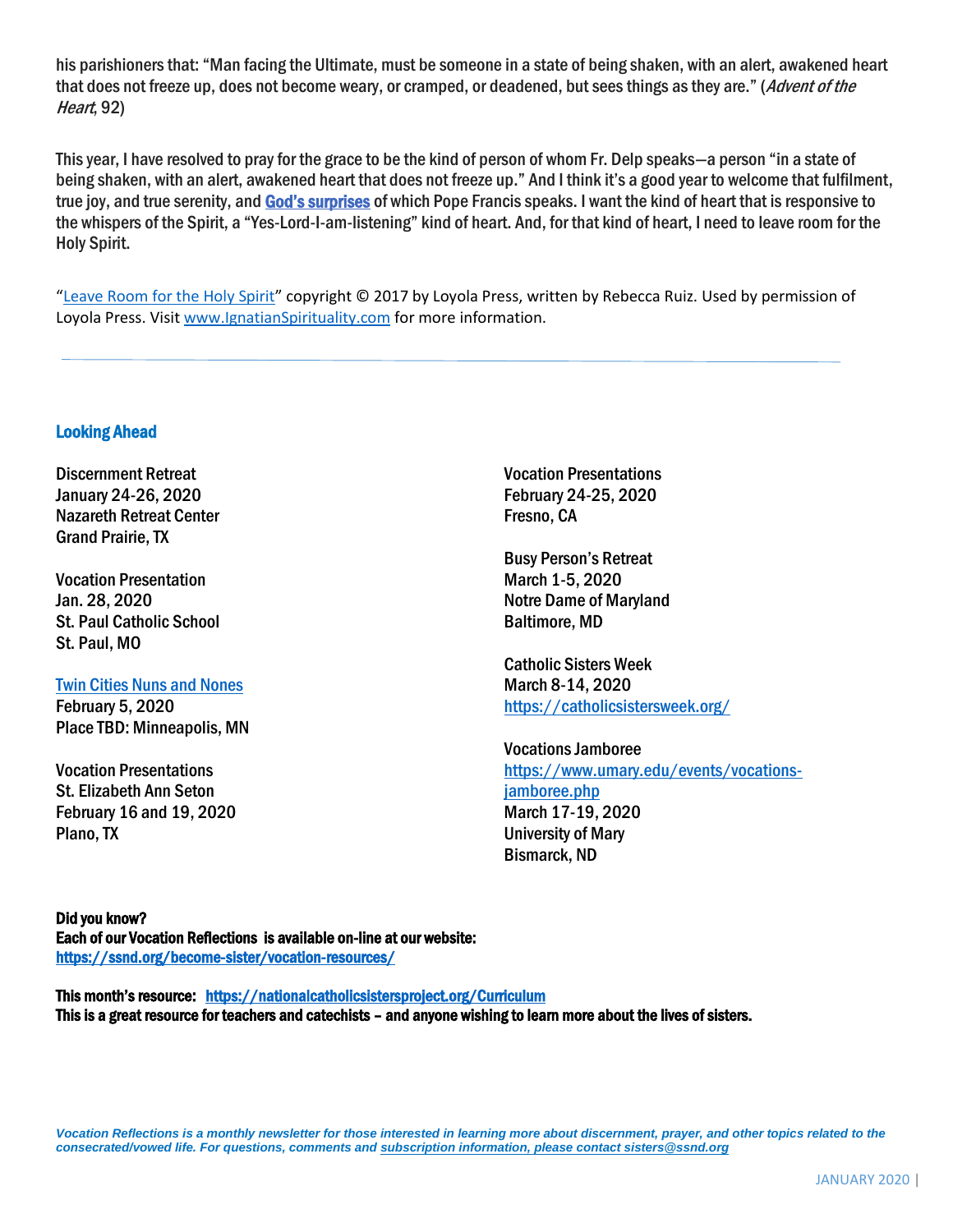his parishioners that: "Man facing the Ultimate, must be someone in a state of being shaken, with an alert, awakened heart that does not freeze up, does not become weary, or cramped, or deadened, but sees things as they are." (*Advent of the Heart*, 92)

This year, I have resolved to pray for the grace to be the kind of person of whom Fr. Delp speaks—a person "in a state of being shaken, with an alert, awakened heart that does not freeze up." And I think it's a good year to welcome that fulfilment, true joy, and true serenity, and God's surprises of which Pope Francis speaks. I want the kind of heart that is responsive to the whispers of the Spirit, a "Yes-Lord-I-am-listening" kind of heart. And, for that kind of heart, I need to leave room for the Holy Spirit.

"Leave Room for the Holy Spirit" copyright © 2017 by Loyola Press, written by Rebecca Ruiz. Used by permission of Loyola Press. Visit www.IgnatianSpirituality.com for more information.

---

## Looking Ahead

Discernment Retreat
January 24-26, 2020
Nazareth Retreat Center
Grand Prairie, TX

Vocation Presentation
Jan. 28, 2020
St. Paul Catholic School
St. Paul, MO

Twin Cities Nuns and Nones
February 5, 2020
Place TBD: Minneapolis, MN

Vocation Presentations
St. Elizabeth Ann Seton
February 16 and 19, 2020
Plano, TX

Vocation Presentations
February 24-25, 2020
Fresno, CA

Busy Person's Retreat
March 1-5, 2020
Notre Dame of Maryland
Baltimore, MD

Catholic Sisters Week
March 8-14, 2020
https://catholicsistersweek.org/

Vocations Jamboree
https://www.umary.edu/events/vocations-jamboree.php
March 17-19, 2020
University of Mary
Bismarck, ND

**Did you know?**
**Each of our Vocation Reflections is available on-line at our website:**
**https://ssnd.org/become-sister/vocation-resources/**

**This month's resource: https://nationalcatholicsistersproject.org/Curriculum**
**This is a great resource for teachers and catechists – and anyone wishing to learn more about the lives of sisters.**

***Vocation Reflections is a monthly newsletter for those interested in learning more about discernment, prayer, and other topics related to the consecrated/vowed life. For questions, comments and subscription information, please contact sisters@ssnd.org***